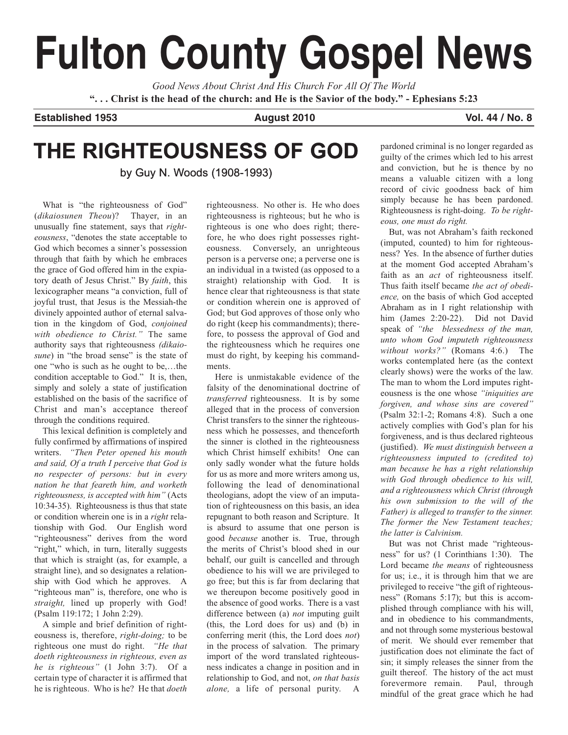# Fulton County Gospel News

*Good News About Christ And His Church For All Of The World*

**". . . Christ is the head of the church: and He is the Savior of the body." - Ephesians 5:23**

**Established 1953** | **August 2010** | **Vol. 44 / No. 8**

## THE RIGHTEOUSNESS OF GOD

by Guy N. Woods (1908-1993)

What is "the righteousness of God" (*dikaiosunen Theou*)? Thayer, in an unusually fine statement, says that *righteousness*, "denotes the state acceptable to God which becomes a sinner's possession through that faith by which he embraces the grace of God offered him in the expiatory death of Jesus Christ." By *faith*, this lexicographer means "a conviction, full of joyful trust, that Jesus is the Messiah-the divinely appointed author of eternal salvation in the kingdom of God, *conjoined with obedience to Christ."* The same authority says that righteousness *(dikaiosune*) in "the broad sense" is the state of one "who is such as he ought to be,…the condition acceptable to God." It is, then, simply and solely a state of justification established on the basis of the sacrifice of Christ and man's acceptance thereof through the conditions required.

This lexical definition is completely and fully confirmed by affirmations of inspired writers. *"Then Peter opened his mouth and said, Of a truth I perceive that God is no respecter of persons: but in every nation he that feareth him, and worketh righteousness, is accepted with him"* (Acts 10:34-35). Righteousness is thus that state or condition wherein one is in a *right* relationship with God. Our English word "righteousness" derives from the word "right," which, in turn, literally suggests that which is straight (as, for example, a straight line), and so designates a relationship with God which he approves. A "righteous man" is, therefore, one who is *straight,* lined up properly with God! (Psalm 119:172; 1 John 2:29).

A simple and brief definition of righteousness is, therefore, *right-doing;* to be righteous one must do right. *"He that doeth righteousness in righteous, even as he is righteous"* (1 John 3:7). Of a certain type of character it is affirmed that he is righteous. Who is he? He that *doeth* righteousness. No other is. He who does righteousness is righteous; but he who is righteous is one who does right; therefore, he who does right possesses righteousness. Conversely, an unrighteous person is a perverse one; a perverse one is an individual in a twisted (as opposed to a straight) relationship with God. It is hence clear that righteousness is that state or condition wherein one is approved of God; but God approves of those only who do right (keep his commandments); therefore, to possess the approval of God and the righteousness which he requires one must do right, by keeping his commandments.

Here is unmistakable evidence of the falsity of the denominational doctrine of *transferred* righteousness. It is by some alleged that in the process of conversion Christ transfers to the sinner the righteousness which he possesses, and thenceforth the sinner is clothed in the righteousness which Christ himself exhibits! One can only sadly wonder what the future holds for us as more and more writers among us, following the lead of denominational theologians, adopt the view of an imputation of righteousness on this basis, an idea repugnant to both reason and Scripture. It is absurd to assume that one person is good *because* another is. True, through the merits of Christ's blood shed in our behalf, our guilt is cancelled and through obedience to his will we are privileged to go free; but this is far from declaring that we thereupon become positively good in the absence of good works. There is a vast difference between (a) *not* imputing guilt (this, the Lord does for us) and (b) in conferring merit (this, the Lord does *not*) in the process of salvation. The primary import of the word translated righteousness indicates a change in position and in relationship to God, and not, *on that basis alone,* a life of personal purity. A pardoned criminal is no longer regarded as guilty of the crimes which led to his arrest and conviction, but he is thence by no means a valuable citizen with a long record of civic goodness back of him simply because he has been pardoned. Righteousness is right-doing. *To be righteous, one must do right.*

But, was not Abraham's faith reckoned (imputed, counted) to him for righteousness? Yes. In the absence of further duties at the moment God accepted Abraham's faith as an *act* of righteousness itself. Thus faith itself became *the act of obedience,* on the basis of which God accepted Abraham as in I right relationship with him (James 2:20-22). Did not David speak of *"the blessedness of the man, unto whom God imputeth righteousness without works?"* (Romans 4:6.) The works contemplated here (as the context clearly shows) were the works of the law. The man to whom the Lord imputes righteousness is the one whose *"iniquities are forgiven, and whose sins are covered"* (Psalm 32:1-2; Romans 4:8). Such a one actively complies with God's plan for his forgiveness, and is thus declared righteous (justified). *We must distinguish between a righteousness imputed to (credited to) man because he has a right relationship with God through obedience to his will, and a righteousness which Christ (through his own submission to the will of the Father) is alleged to transfer to the sinner. The former the New Testament teaches; the latter is Calvinism.*

But was not Christ made "righteousness" for us? (1 Corinthians 1:30). The Lord became *the means* of righteousness for us; i.e., it is through him that we are privileged to receive "the gift of righteousness" (Romans 5:17); but this is accomplished through compliance with his will, and in obedience to his commandments, and not through some mysterious bestowal of merit. We should ever remember that justification does not eliminate the fact of sin; it simply releases the sinner from the guilt thereof. The history of the act must forevermore remain. Paul, through mindful of the great grace which he had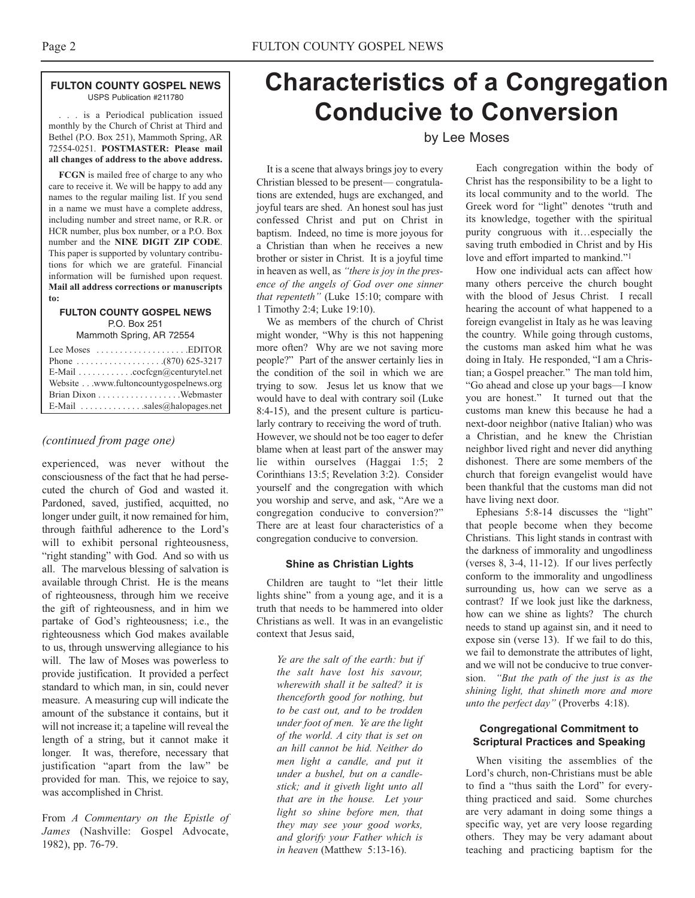**FULTON COUNTY GOSPEL NEWS**
USPS Publication #211780

. . . is a Periodical publication issued monthly by the Church of Christ at Third and Bethel (P.O. Box 251), Mammoth Spring, AR 72554-0251. **POSTMASTER: Please mail all changes of address to the above address.**

**FCGN** is mailed free of charge to any who care to receive it. We will be happy to add any names to the regular mailing list. If you send in a name we must have a complete address, including number and street name, or R.R. or HCR number, plus box number, or a P.O. Box number and the **NINE DIGIT ZIP CODE**. This paper is supported by voluntary contributions for which we are grateful. Financial information will be furnished upon request. **Mail all address corrections or manuscripts to:**

**FULTON COUNTY GOSPEL NEWS**
P.O. Box 251
Mammoth Spring, AR 72554

Lee Moses . . . . . . . . . . . . . . . . . . . .EDITOR
Phone . . . . . . . . . . . . . . . . . . .(870) 625-3217
E-Mail . . . . . . . . . . . .cocfcgn@centurytel.net
Website . . .www.fultoncountygospelnews.org
Brian Dixon . . . . . . . . . . . . . . . . . .Webmaster
E-Mail . . . . . . . . . . . . . .sales@halopages.net

*(continued from page one)*

experienced, was never without the consciousness of the fact that he had persecuted the church of God and wasted it. Pardoned, saved, justified, acquitted, no longer under guilt, it now remained for him, through faithful adherence to the Lord's will to exhibit personal righteousness, "right standing" with God. And so with us all. The marvelous blessing of salvation is available through Christ. He is the means of righteousness, through him we receive the gift of righteousness, and in him we partake of God's righteousness; i.e., the righteousness which God makes available to us, through unswerving allegiance to his will. The law of Moses was powerless to provide justification. It provided a perfect standard to which man, in sin, could never measure. A measuring cup will indicate the amount of the substance it contains, but it will not increase it; a tapeline will reveal the length of a string, but it cannot make it longer. It was, therefore, necessary that justification "apart from the law" be provided for man. This, we rejoice to say, was accomplished in Christ.

From *A Commentary on the Epistle of James* (Nashville: Gospel Advocate, 1982), pp. 76-79.

# Characteristics of a Congregation Conducive to Conversion

by Lee Moses

It is a scene that always brings joy to every Christian blessed to be present— congratulations are extended, hugs are exchanged, and joyful tears are shed. An honest soul has just confessed Christ and put on Christ in baptism. Indeed, no time is more joyous for a Christian than when he receives a new brother or sister in Christ. It is a joyful time in heaven as well, as *"there is joy in the presence of the angels of God over one sinner that repenteth"* (Luke 15:10; compare with 1 Timothy 2:4; Luke 19:10).

We as members of the church of Christ might wonder, "Why is this not happening more often? Why are we not saving more people?" Part of the answer certainly lies in the condition of the soil in which we are trying to sow. Jesus let us know that we would have to deal with contrary soil (Luke 8:4-15), and the present culture is particularly contrary to receiving the word of truth. However, we should not be too eager to defer blame when at least part of the answer may lie within ourselves (Haggai 1:5; 2 Corinthians 13:5; Revelation 3:2). Consider yourself and the congregation with which you worship and serve, and ask, "Are we a congregation conducive to conversion?" There are at least four characteristics of a congregation conducive to conversion.

### Shine as Christian Lights

Children are taught to "let their little lights shine" from a young age, and it is a truth that needs to be hammered into older Christians as well. It was in an evangelistic context that Jesus said,

> *Ye are the salt of the earth: but if the salt have lost his savour, wherewith shall it be salted? it is thenceforth good for nothing, but to be cast out, and to be trodden under foot of men. Ye are the light of the world. A city that is set on an hill cannot be hid. Neither do men light a candle, and put it under a bushel, but on a candlestick; and it giveth light unto all that are in the house. Let your light so shine before men, that they may see your good works, and glorify your Father which is in heaven* (Matthew 5:13-16).

Each congregation within the body of Christ has the responsibility to be a light to its local community and to the world. The Greek word for "light" denotes "truth and its knowledge, together with the spiritual purity congruous with it…especially the saving truth embodied in Christ and by His love and effort imparted to mankind."[1]

How one individual acts can affect how many others perceive the church bought with the blood of Jesus Christ. I recall hearing the account of what happened to a foreign evangelist in Italy as he was leaving the country. While going through customs, the customs man asked him what he was doing in Italy. He responded, "I am a Christian; a Gospel preacher." The man told him, "Go ahead and close up your bags—I know you are honest." It turned out that the customs man knew this because he had a next-door neighbor (native Italian) who was a Christian, and he knew the Christian neighbor lived right and never did anything dishonest. There are some members of the church that foreign evangelist would have been thankful that the customs man did not have living next door.

Ephesians 5:8-14 discusses the "light" that people become when they become Christians. This light stands in contrast with the darkness of immorality and ungodliness (verses 8, 3-4, 11-12). If our lives perfectly conform to the immorality and ungodliness surrounding us, how can we serve as a contrast? If we look just like the darkness, how can we shine as lights? The church needs to stand up against sin, and it need to expose sin (verse 13). If we fail to do this, we fail to demonstrate the attributes of light, and we will not be conducive to true conversion. *"But the path of the just is as the shining light, that shineth more and more unto the perfect day"* (Proverbs 4:18).

### Congregational Commitment to Scriptural Practices and Speaking

When visiting the assemblies of the Lord's church, non-Christians must be able to find a "thus saith the Lord" for everything practiced and said. Some churches are very adamant in doing some things a specific way, yet are very loose regarding others. They may be very adamant about teaching and practicing baptism for the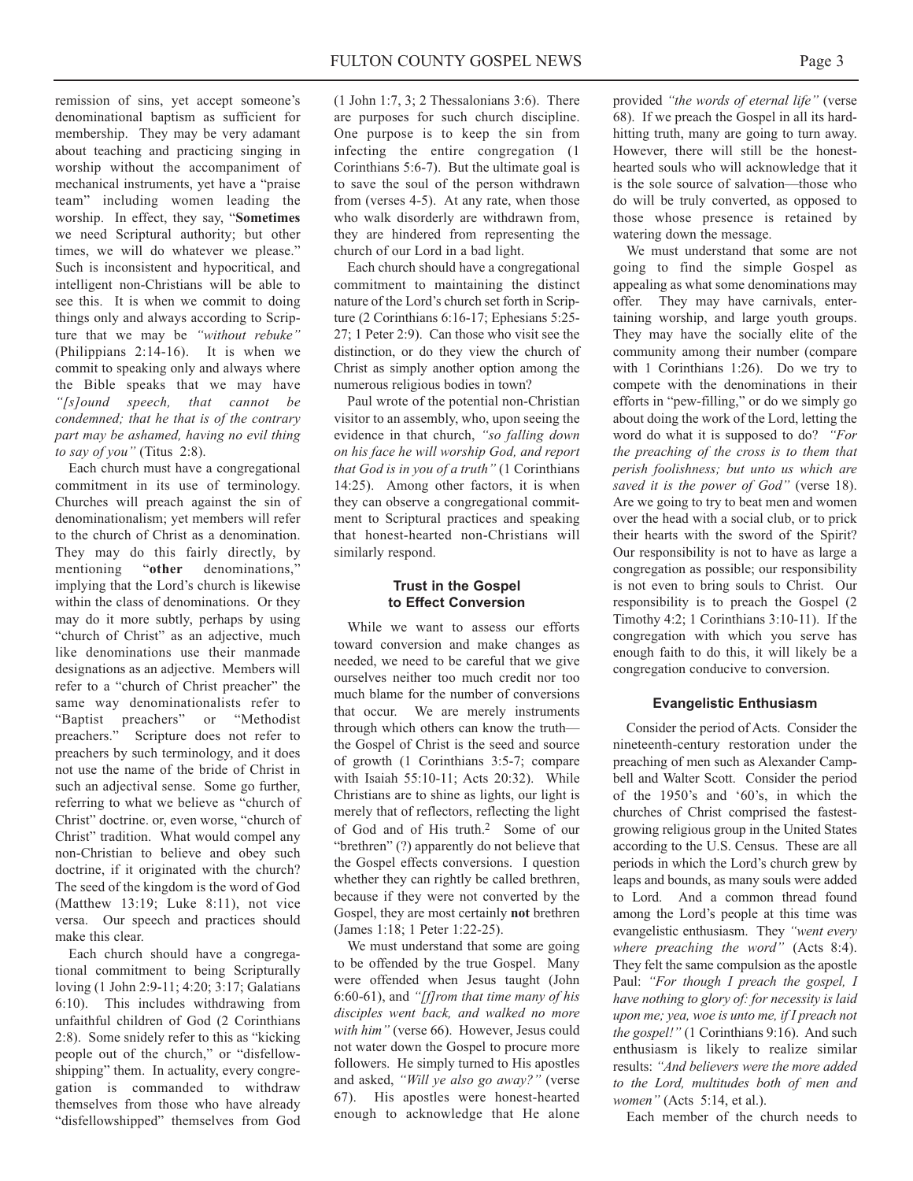remission of sins, yet accept someone's denominational baptism as sufficient for membership. They may be very adamant about teaching and practicing singing in worship without the accompaniment of mechanical instruments, yet have a "praise team" including women leading the worship. In effect, they say, "**Sometimes** we need Scriptural authority; but other times, we will do whatever we please." Such is inconsistent and hypocritical, and intelligent non-Christians will be able to see this. It is when we commit to doing things only and always according to Scripture that we may be *"without rebuke"* (Philippians 2:14-16). It is when we commit to speaking only and always where the Bible speaks that we may have *"[s]ound speech, that cannot be condemned; that he that is of the contrary part may be ashamed, having no evil thing to say of you"* (Titus 2:8).

Each church must have a congregational commitment in its use of terminology. Churches will preach against the sin of denominationalism; yet members will refer to the church of Christ as a denomination. They may do this fairly directly, by mentioning "**other** denominations," implying that the Lord's church is likewise within the class of denominations. Or they may do it more subtly, perhaps by using "church of Christ" as an adjective, much like denominations use their manmade designations as an adjective. Members will refer to a "church of Christ preacher" the same way denominationalists refer to "Baptist preachers" or "Methodist preachers." Scripture does not refer to preachers by such terminology, and it does not use the name of the bride of Christ in such an adjectival sense. Some go further, referring to what we believe as "church of Christ" doctrine. or, even worse, "church of Christ" tradition. What would compel any non-Christian to believe and obey such doctrine, if it originated with the church? The seed of the kingdom is the word of God (Matthew 13:19; Luke 8:11), not vice versa. Our speech and practices should make this clear.

Each church should have a congregational commitment to being Scripturally loving (1 John 2:9-11; 4:20; 3:17; Galatians 6:10). This includes withdrawing from unfaithful children of God (2 Corinthians 2:8). Some snidely refer to this as "kicking people out of the church," or "disfellowshipping" them. In actuality, every congregation is commanded to withdraw themselves from those who have already "disfellowshipped" themselves from God (1 John 1:7, 3; 2 Thessalonians 3:6). There are purposes for such church discipline. One purpose is to keep the sin from infecting the entire congregation (1 Corinthians 5:6-7). But the ultimate goal is to save the soul of the person withdrawn from (verses 4-5). At any rate, when those who walk disorderly are withdrawn from, they are hindered from representing the church of our Lord in a bad light.

Each church should have a congregational commitment to maintaining the distinct nature of the Lord's church set forth in Scripture (2 Corinthians 6:16-17; Ephesians 5:25-27; 1 Peter 2:9). Can those who visit see the distinction, or do they view the church of Christ as simply another option among the numerous religious bodies in town?

Paul wrote of the potential non-Christian visitor to an assembly, who, upon seeing the evidence in that church, *"so falling down on his face he will worship God, and report that God is in you of a truth"* (1 Corinthians 14:25). Among other factors, it is when they can observe a congregational commitment to Scriptural practices and speaking that honest-hearted non-Christians will similarly respond.

### Trust in the Gospel to Effect Conversion

While we want to assess our efforts toward conversion and make changes as needed, we need to be careful that we give ourselves neither too much credit nor too much blame for the number of conversions that occur. We are merely instruments through which others can know the truth—the Gospel of Christ is the seed and source of growth (1 Corinthians 3:5-7; compare with Isaiah 55:10-11; Acts 20:32). While Christians are to shine as lights, our light is merely that of reflectors, reflecting the light of God and of His truth.[2] Some of our "brethren" (?) apparently do not believe that the Gospel effects conversions. I question whether they can rightly be called brethren, because if they were not converted by the Gospel, they are most certainly **not** brethren (James 1:18; 1 Peter 1:22-25).

We must understand that some are going to be offended by the true Gospel. Many were offended when Jesus taught (John 6:60-61), and *"[f]rom that time many of his disciples went back, and walked no more with him"* (verse 66). However, Jesus could not water down the Gospel to procure more followers. He simply turned to His apostles and asked, *"Will ye also go away?"* (verse 67). His apostles were honest-hearted enough to acknowledge that He alone provided *"the words of eternal life"* (verse 68). If we preach the Gospel in all its hard-hitting truth, many are going to turn away. However, there will still be the honest-hearted souls who will acknowledge that it is the sole source of salvation—those who do will be truly converted, as opposed to those whose presence is retained by watering down the message.

We must understand that some are not going to find the simple Gospel as appealing as what some denominations may offer. They may have carnivals, entertaining worship, and large youth groups. They may have the socially elite of the community among their number (compare with 1 Corinthians 1:26). Do we try to compete with the denominations in their efforts in "pew-filling," or do we simply go about doing the work of the Lord, letting the word do what it is supposed to do? *"For the preaching of the cross is to them that perish foolishness; but unto us which are saved it is the power of God"* (verse 18). Are we going to try to beat men and women over the head with a social club, or to prick their hearts with the sword of the Spirit? Our responsibility is not to have as large a congregation as possible; our responsibility is not even to bring souls to Christ. Our responsibility is to preach the Gospel (2 Timothy 4:2; 1 Corinthians 3:10-11). If the congregation with which you serve has enough faith to do this, it will likely be a congregation conducive to conversion.

### Evangelistic Enthusiasm

Consider the period of Acts. Consider the nineteenth-century restoration under the preaching of men such as Alexander Campbell and Walter Scott. Consider the period of the 1950's and '60's, in which the churches of Christ comprised the fastest-growing religious group in the United States according to the U.S. Census. These are all periods in which the Lord's church grew by leaps and bounds, as many souls were added to Lord. And a common thread found among the Lord's people at this time was evangelistic enthusiasm. They *"went every where preaching the word"* (Acts 8:4). They felt the same compulsion as the apostle Paul: *"For though I preach the gospel, I have nothing to glory of: for necessity is laid upon me; yea, woe is unto me, if I preach not the gospel!"* (1 Corinthians 9:16). And such enthusiasm is likely to realize similar results: *"And believers were the more added to the Lord, multitudes both of men and women"* (Acts 5:14, et al.).

Each member of the church needs to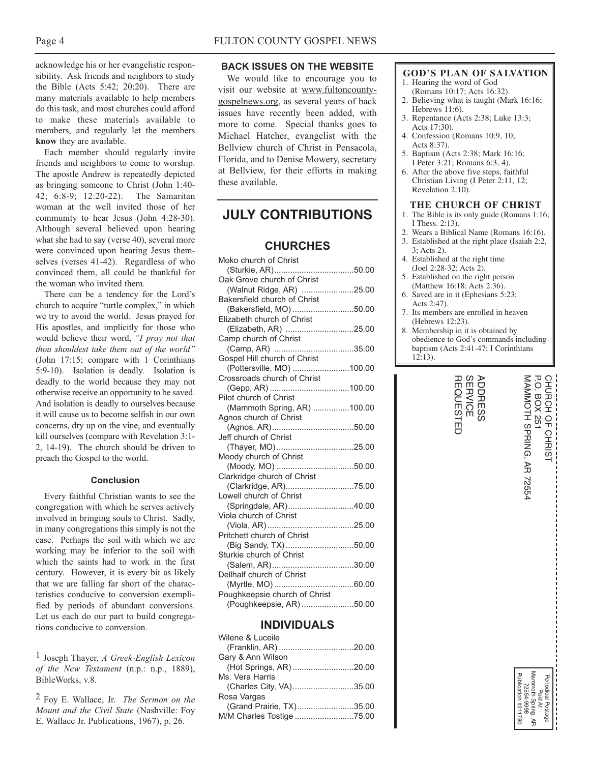acknowledge his or her evangelistic responsibility. Ask friends and neighbors to study the Bible (Acts 5:42; 20:20). There are many materials available to help members do this task, and most churches could afford to make these materials available to members, and regularly let the members **know** they are available.

Each member should regularly invite friends and neighbors to come to worship. The apostle Andrew is repeatedly depicted as bringing someone to Christ (John 1:40-42; 6:8-9; 12:20-22). The Samaritan woman at the well invited those of her community to hear Jesus (John 4:28-30). Although several believed upon hearing what she had to say (verse 40), several more were convinced upon hearing Jesus themselves (verses 41-42). Regardless of who convinced them, all could be thankful for the woman who invited them.

There can be a tendency for the Lord's church to acquire "turtle complex," in which we try to avoid the world. Jesus prayed for His apostles, and implicitly for those who would believe their word, *"I pray not that thou shouldest take them out of the world"* (John 17:15; compare with 1 Corinthians 5:9-10). Isolation is deadly. Isolation is deadly to the world because they may not otherwise receive an opportunity to be saved. And isolation is deadly to ourselves because it will cause us to become selfish in our own concerns, dry up on the vine, and eventually kill ourselves (compare with Revelation 3:1-2, 14-19). The church should be driven to preach the Gospel to the world.

#### Conclusion

Every faithful Christian wants to see the congregation with which he serves actively involved in bringing souls to Christ. Sadly, in many congregations this simply is not the case. Perhaps the soil with which we are working may be inferior to the soil with which the saints had to work in the first century. However, it is every bit as likely that we are falling far short of the characteristics conducive to conversion exemplified by periods of abundant conversions. Let us each do our part to build congregations conducive to conversion.

[1] Joseph Thayer, *A Greek-English Lexicon of the New Testament* (n.p.: n.p., 1889), BibleWorks, v.8.

[2] Foy E. Wallace, Jr. *The Sermon on the Mount and the Civil State* (Nashville: Foy E. Wallace Jr. Publications, 1967), p. 26.

### BACK ISSUES ON THE WEBSITE

We would like to encourage you to visit our website at www.fultoncountygospelnews.org, as several years of back issues have recently been added, with more to come. Special thanks goes to Michael Hatcher, evangelist with the Bellview church of Christ in Pensacola, Florida, and to Denise Mowery, secretary at Bellview, for their efforts in making these available.

## JULY CONTRIBUTIONS

### CHURCHES

Moko church of Christ (Sturkie, AR) ....50.00
Oak Grove church of Christ (Walnut Ridge, AR) ....25.00
Bakersfield church of Christ (Bakersfield, MO) ....50.00
Elizabeth church of Christ (Elizabeth, AR) ....25.00
Camp church of Christ (Camp, AR) ....35.00
Gospel Hill church of Christ (Pottersville, MO) ....100.00
Crossroads church of Christ (Gepp, AR) ....100.00
Pilot church of Christ (Mammoth Spring, AR) ....100.00
Agnos church of Christ (Agnos, AR) ....50.00
Jeff church of Christ (Thayer, MO) ....25.00
Moody church of Christ (Moody, MO) ....50.00
Clarkridge church of Christ (Clarkridge, AR) ....75.00
Lowell church of Christ (Springdale, AR) ....40.00
Viola church of Christ (Viola, AR) ....25.00
Pritchett church of Christ (Big Sandy, TX) ....50.00
Sturkie church of Christ (Salem, AR) ....30.00
Dellhalf church of Christ (Myrtle, MO) ....60.00
Poughkeepsie church of Christ (Poughkeepsie, AR) ....50.00

### INDIVIDUALS

Wilene & Luceile (Franklin, AR) ....20.00
Gary & Ann Wilson (Hot Springs, AR) ....20.00
Ms. Vera Harris (Charles City, VA) ....35.00
Rosa Vargas (Grand Prairie, TX) ....35.00
M/M Charles Tostige ....75.00

### GOD'S PLAN OF SALVATION

1. Hearing the word of God (Romans 10:17; Acts 16:32).
2. Believing what is taught (Mark 16:16; Hebrews 11:6).
3. Repentance (Acts 2:38; Luke 13:3; Acts 17:30).
4. Confession (Romans 10:9, 10; Acts 8:37).
5. Baptism (Acts 2:38; Mark 16:16; I Peter 3:21; Romans 6:3, 4).
6. After the above five steps, faithful Christian Living (I Peter 2:11, 12; Revelation 2:10).

### THE CHURCH OF CHRIST

1. The Bible is its only guide (Romans 1:16; I Thess. 2:13).
2. Wears a Biblical Name (Romans 16:16).
3. Established at the right place (Isaiah 2:2, 3; Acts 2).
4. Established at the right time (Joel 2:28-32; Acts 2).
5. Established on the right person (Matthew 16:18; Acts 2:36).
6. Saved are in it (Ephesians 5:23; Acts 2:47).
7. Its members are enrolled in heaven (Hebrews 12:23).
8. Membership in it is obtained by obedience to God's commands including baptism (Acts 2:41-47; I Corinthians 12:13).

CHURCH OF CHRIST
P.O. BOX 251
MAMMOTH SPRING, AR 72554

ADDRESS SERVICE REQUESTED

Periodical Postage Paid At Mammoth Spring, AR 72554-9998 Publication #211780